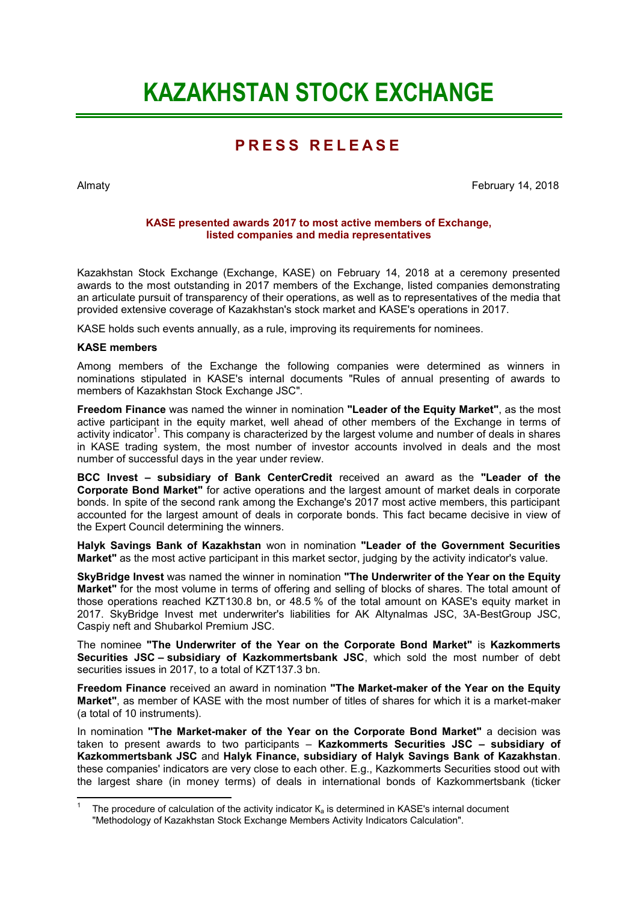# KAZAKHSTAN STOCK EXCHANGE

## PRESS RELEASE

Almaty February 14, 2018

**KASE presented awards 2017 to most active members of Exchange, listed companies and media representatives**

Kazakhstan Stock Exchange (Exchange, KASE) on February 14, 2018 at a ceremony presented awards to the most outstanding in 2017 members of the Exchange, listed companies demonstrating an articulate pursuit of transparency of their operations, as well as to representatives of the media that provided extensive coverage of Kazakhstan's stock market and KASE's operations in 2017.

KASE holds such events annually, as a rule, improving its requirements for nominees.

**KASE members**

Among members of the Exchange the following companies were determined as winners in nominations stipulated in KASE's internal documents "Rules of annual presenting of awards to members of Kazakhstan Stock Exchange JSC".

**Freedom Finance** was named the winner in nomination **"Leader of the Equity Market"**, as the most active participant in the equity market, well ahead of other members of the Exchange in terms of activity indicator[1]. This company is characterized by the largest volume and number of deals in shares in KASE trading system, the most number of investor accounts involved in deals and the most number of successful days in the year under review.

**BCC Invest – subsidiary of Bank CenterCredit** received an award as the **"Leader of the Corporate Bond Market"** for active operations and the largest amount of market deals in corporate bonds. In spite of the second rank among the Exchange's 2017 most active members, this participant accounted for the largest amount of deals in corporate bonds. This fact became decisive in view of the Expert Council determining the winners.

**Halyk Savings Bank of Kazakhstan** won in nomination **"Leader of the Government Securities Market"** as the most active participant in this market sector, judging by the activity indicator's value.

**SkyBridge Invest** was named the winner in nomination **"The Underwriter of the Year on the Equity Market"** for the most volume in terms of offering and selling of blocks of shares. The total amount of those operations reached KZT130.8 bn, or 48.5 % of the total amount on KASE's equity market in 2017. SkyBridge Invest met underwriter's liabilities for AK Altynalmas JSC, 3A-BestGroup JSC, Caspiy neft and Shubarkol Premium JSC.

The nominee **"The Underwriter of the Year on the Corporate Bond Market"** is **Kazkommerts Securities JSC – subsidiary of Kazkommertsbank JSC**, which sold the most number of debt securities issues in 2017, to a total of KZT137.3 bn.

**Freedom Finance** received an award in nomination **"The Market-maker of the Year on the Equity Market"**, as member of KASE with the most number of titles of shares for which it is a market-maker (a total of 10 instruments).

In nomination **"The Market-maker of the Year on the Corporate Bond Market"** a decision was taken to present awards to two participants – **Kazkommerts Securities JSC – subsidiary of Kazkommertsbank JSC** and **Halyk Finance, subsidiary of Halyk Savings Bank of Kazakhstan**. these companies' indicators are very close to each other. E.g., Kazkommerts Securities stood out with the largest share (in money terms) of deals in international bonds of Kazkommertsbank (ticker

---

[1] The procedure of calculation of the activity indicator $K_a$ is determined in KASE's internal document "Methodology of Kazakhstan Stock Exchange Members Activity Indicators Calculation".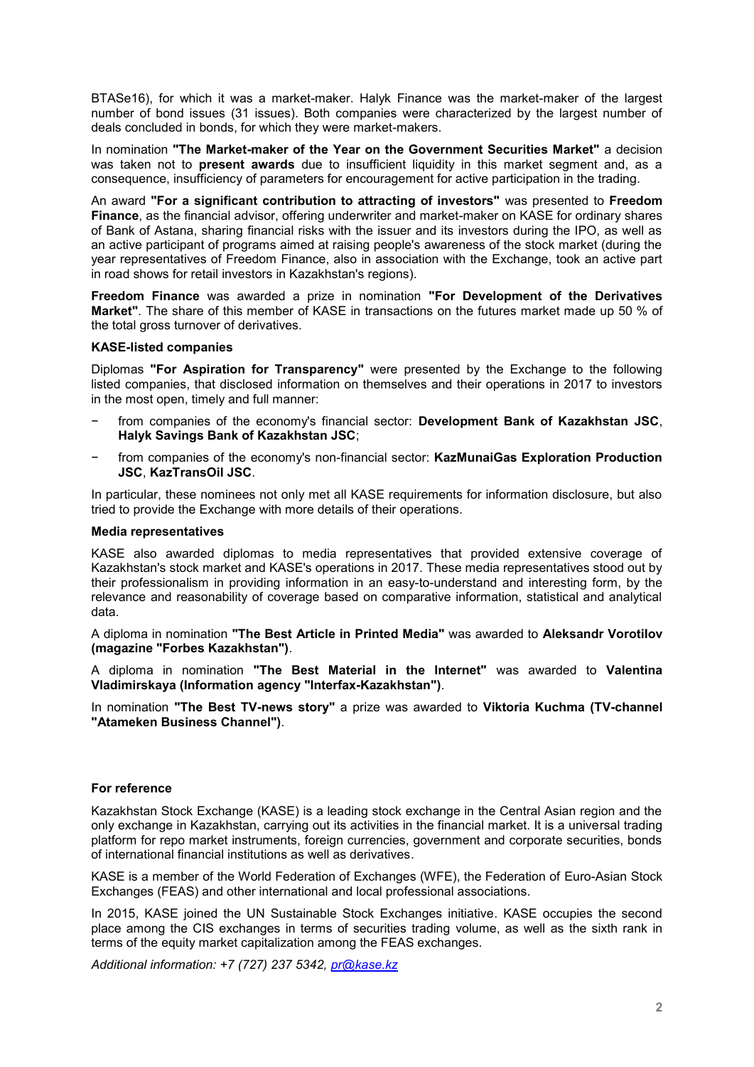BTASe16), for which it was a market-maker. Halyk Finance was the market-maker of the largest number of bond issues (31 issues). Both companies were characterized by the largest number of deals concluded in bonds, for which they were market-makers.

In nomination **"The Market-maker of the Year on the Government Securities Market"** a decision was taken not to **present awards** due to insufficient liquidity in this market segment and, as a consequence, insufficiency of parameters for encouragement for active participation in the trading.

An award **"For a significant contribution to attracting of investors"** was presented to **Freedom Finance**, as the financial advisor, offering underwriter and market-maker on KASE for ordinary shares of Bank of Astana, sharing financial risks with the issuer and its investors during the IPO, as well as an active participant of programs aimed at raising people's awareness of the stock market (during the year representatives of Freedom Finance, also in association with the Exchange, took an active part in road shows for retail investors in Kazakhstan's regions).

**Freedom Finance** was awarded a prize in nomination **"For Development of the Derivatives Market"**. The share of this member of KASE in transactions on the futures market made up 50 % of the total gross turnover of derivatives.

**KASE-listed companies**

Diplomas **"For Aspiration for Transparency"** were presented by the Exchange to the following listed companies, that disclosed information on themselves and their operations in 2017 to investors in the most open, timely and full manner:

- from companies of the economy's financial sector: **Development Bank of Kazakhstan JSC**, **Halyk Savings Bank of Kazakhstan JSC**;
- from companies of the economy's non-financial sector: **KazMunaiGas Exploration Production JSC**, **KazTransOil JSC**.

In particular, these nominees not only met all KASE requirements for information disclosure, but also tried to provide the Exchange with more details of their operations.

**Media representatives**

KASE also awarded diplomas to media representatives that provided extensive coverage of Kazakhstan's stock market and KASE's operations in 2017. These media representatives stood out by their professionalism in providing information in an easy-to-understand and interesting form, by the relevance and reasonability of coverage based on comparative information, statistical and analytical data.

A diploma in nomination **"The Best Article in Printed Media"** was awarded to **Aleksandr Vorotilov (magazine "Forbes Kazakhstan")**.

A diploma in nomination **"The Best Material in the Internet"** was awarded to **Valentina Vladimirskaya (Information agency "Interfax-Kazakhstan")**.

In nomination **"The Best TV-news story"** a prize was awarded to **Viktoria Kuchma (TV-channel "Atameken Business Channel")**.

**For reference**

Kazakhstan Stock Exchange (KASE) is a leading stock exchange in the Central Asian region and the only exchange in Kazakhstan, carrying out its activities in the financial market. It is a universal trading platform for repo market instruments, foreign currencies, government and corporate securities, bonds of international financial institutions as well as derivatives.

KASE is a member of the World Federation of Exchanges (WFE), the Federation of Euro-Asian Stock Exchanges (FEAS) and other international and local professional associations.

In 2015, KASE joined the UN Sustainable Stock Exchanges initiative. KASE occupies the second place among the CIS exchanges in terms of securities trading volume, as well as the sixth rank in terms of the equity market capitalization among the FEAS exchanges.

*Additional information: +7 (727) 237 5342, pr@kase.kz*